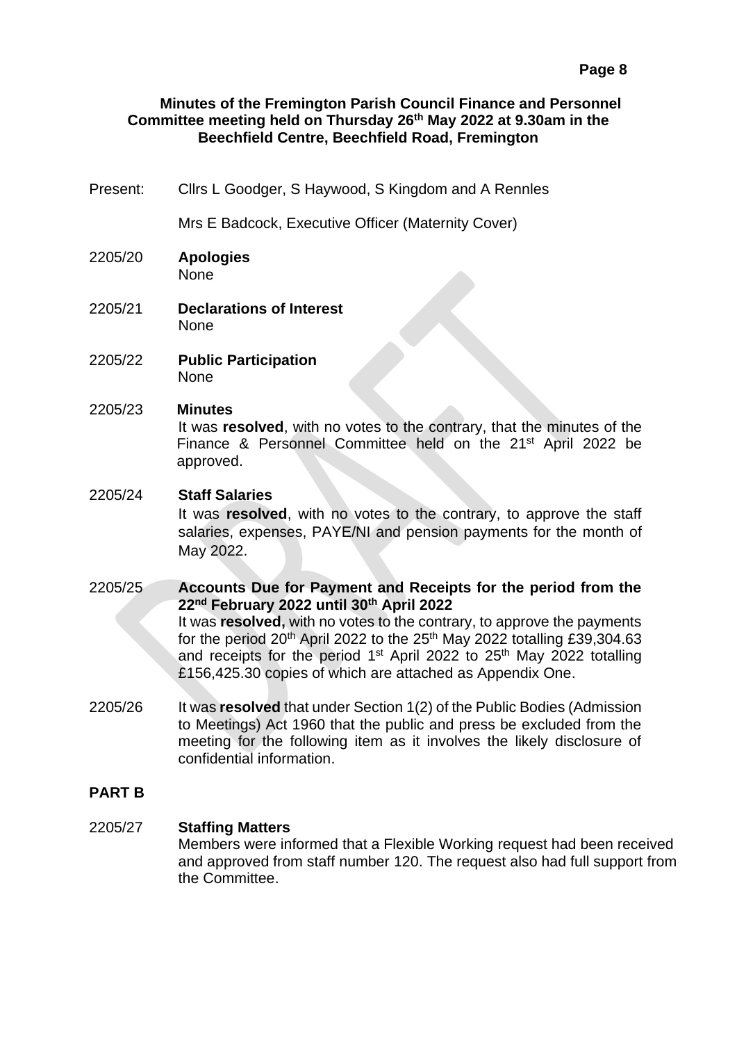**Minutes of the Fremington Parish Council Finance and Personnel Committee meeting held on Thursday 26th May 2022 at 9.30am in the Beechfield Centre, Beechfield Road, Fremington**

Present: Cllrs L Goodger, S Haywood, S Kingdom and A Rennles

Mrs E Badcock, Executive Officer (Maternity Cover)

2205/20 **Apologies**
None

2205/21 **Declarations of Interest**
None

2205/22 **Public Participation**
None

2205/23 **Minutes**
It was **resolved**, with no votes to the contrary, that the minutes of the Finance & Personnel Committee held on the 21st April 2022 be approved.

2205/24 **Staff Salaries**
It was **resolved**, with no votes to the contrary, to approve the staff salaries, expenses, PAYE/NI and pension payments for the month of May 2022.

2205/25 **Accounts Due for Payment and Receipts for the period from the 22nd February 2022 until 30th April 2022**
It was **resolved,** with no votes to the contrary, to approve the payments for the period 20th April 2022 to the 25th May 2022 totalling £39,304.63 and receipts for the period 1st April 2022 to 25th May 2022 totalling £156,425.30 copies of which are attached as Appendix One.

2205/26 It was **resolved** that under Section 1(2) of the Public Bodies (Admission to Meetings) Act 1960 that the public and press be excluded from the meeting for the following item as it involves the likely disclosure of confidential information.

**PART B**

2205/27 **Staffing Matters**
Members were informed that a Flexible Working request had been received and approved from staff number 120. The request also had full support from the Committee.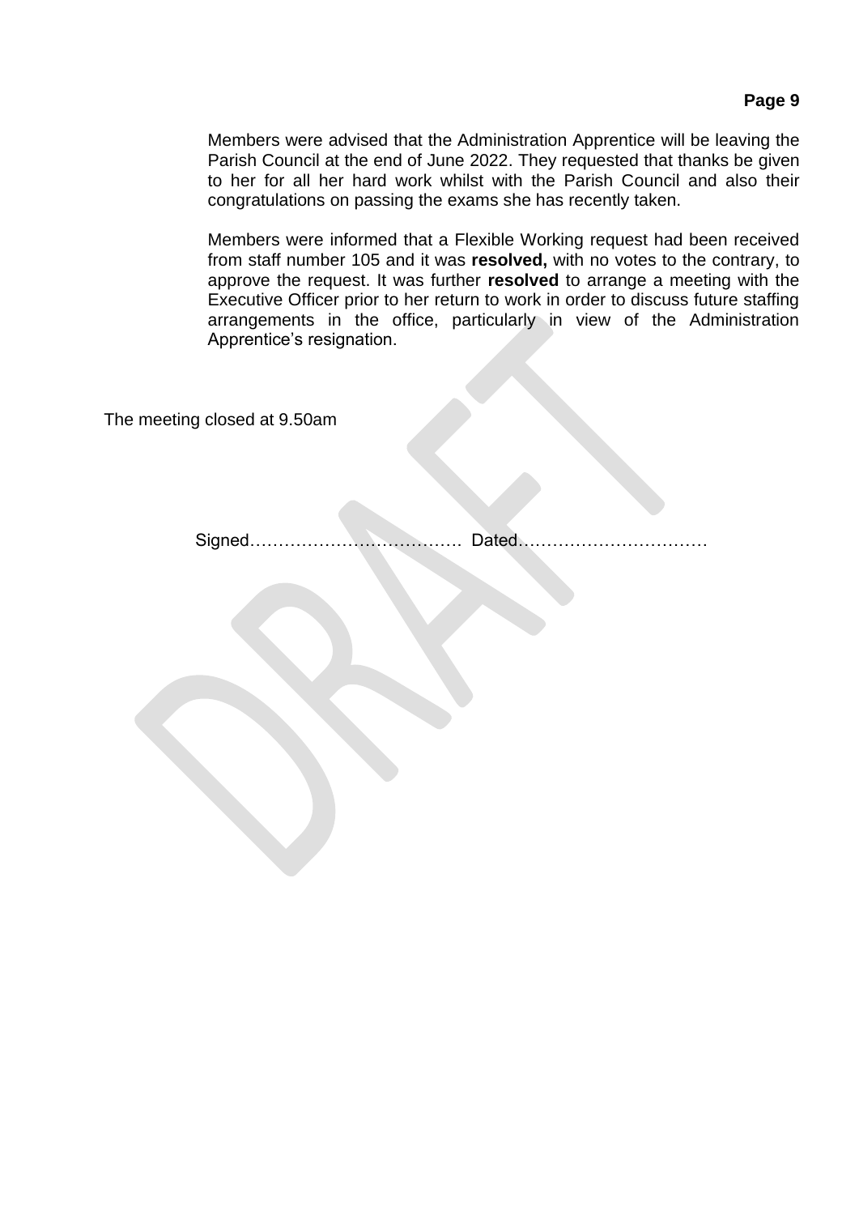Members were advised that the Administration Apprentice will be leaving the Parish Council at the end of June 2022. They requested that thanks be given to her for all her hard work whilst with the Parish Council and also their congratulations on passing the exams she has recently taken.

Members were informed that a Flexible Working request had been received from staff number 105 and it was **resolved,** with no votes to the contrary, to approve the request. It was further **resolved** to arrange a meeting with the Executive Officer prior to her return to work in order to discuss future staffing arrangements in the office, particularly in view of the Administration Apprentice's resignation.

The meeting closed at 9.50am

Signed………………………………. Dated……………………………